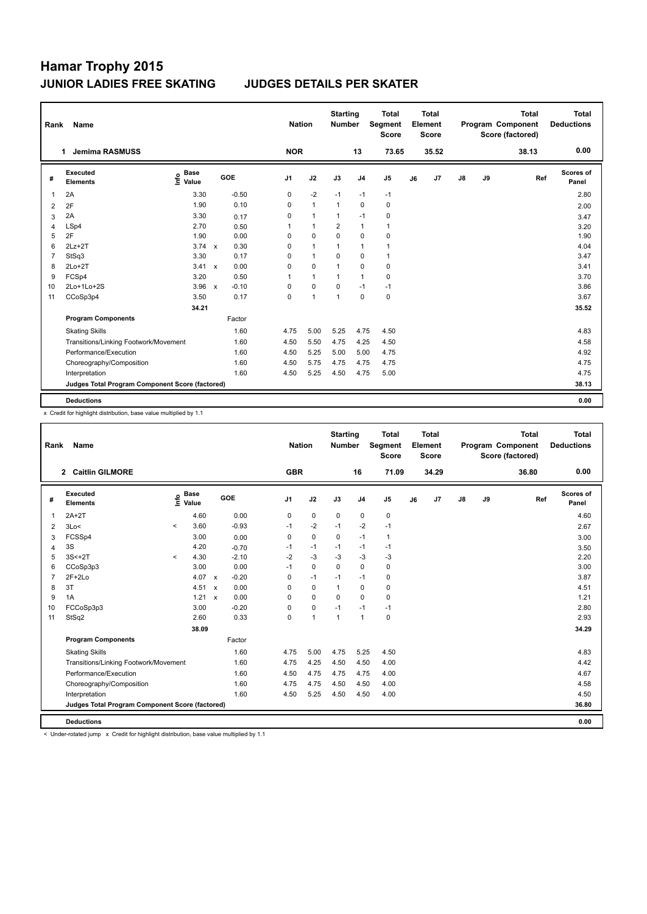# Hamar Trophy 2015

## JUNIOR LADIES FREE SKATING JUDGES DETAILS PER SKATER

| Rank | Name | Nation | Starting Number | Total Segment Score | Total Element Score | Total Program Component Score (factored) | Total Deductions |
|---|---|---|---|---|---|---|---|
| 1 | Jemima RASMUSS | NOR | 13 | 73.65 | 35.52 | 38.13 | 0.00 |

| # | Executed Elements | Info | Base Value | | GOE | J1 | J2 | J3 | J4 | J5 | J6 | J7 | J8 | J9 | Ref | Scores of Panel |
|---|---|---|---|---|---|---|---|---|---|---|---|---|---|---|---|---|
| 1 | 2A | | 3.30 | | -0.50 | 0 | -2 | -1 | -1 | -1 | | | | | | 2.80 |
| 2 | 2F | | 1.90 | | 0.10 | 0 | 1 | 1 | 0 | 0 | | | | | | 2.00 |
| 3 | 2A | | 3.30 | | 0.17 | 0 | 1 | 1 | -1 | 0 | | | | | | 3.47 |
| 4 | LSp4 | | 2.70 | | 0.50 | 1 | 1 | 2 | 1 | 1 | | | | | | 3.20 |
| 5 | 2F | | 1.90 | | 0.00 | 0 | 0 | 0 | 0 | 0 | | | | | | 1.90 |
| 6 | 2Lz+2T | | 3.74 | x | 0.30 | 0 | 1 | 1 | 1 | 1 | | | | | | 4.04 |
| 7 | StSq3 | | 3.30 | | 0.17 | 0 | 1 | 0 | 0 | 1 | | | | | | 3.47 |
| 8 | 2Lo+2T | | 3.41 | x | 0.00 | 0 | 0 | 1 | 0 | 0 | | | | | | 3.41 |
| 9 | FCSp4 | | 3.20 | | 0.50 | 1 | 1 | 1 | 1 | 0 | | | | | | 3.70 |
| 10 | 2Lo+1Lo+2S | | 3.96 | x | -0.10 | 0 | 0 | 0 | -1 | -1 | | | | | | 3.86 |
| 11 | CCoSp3p4 | | 3.50 | | 0.17 | 0 | 1 | 1 | 0 | 0 | | | | | | 3.67 |
| | | | 34.21 | | | | | | | | | | | | | 35.52 |
| | **Program Components** | | | | Factor | | | | | | | | | | | |
| | Skating Skills | | | | 1.60 | 4.75 | 5.00 | 5.25 | 4.75 | 4.50 | | | | | | 4.83 |
| | Transitions/Linking Footwork/Movement | | | | 1.60 | 4.50 | 5.50 | 4.75 | 4.25 | 4.50 | | | | | | 4.58 |
| | Performance/Execution | | | | 1.60 | 4.50 | 5.25 | 5.00 | 5.00 | 4.75 | | | | | | 4.92 |
| | Choreography/Composition | | | | 1.60 | 4.50 | 5.75 | 4.75 | 4.75 | 4.75 | | | | | | 4.75 |
| | Interpretation | | | | 1.60 | 4.50 | 5.25 | 4.50 | 4.75 | 5.00 | | | | | | 4.75 |
| | **Judges Total Program Component Score (factored)** | | | | | | | | | | | | | | | 38.13 |
| | **Deductions** | | | | | | | | | | | | | | | 0.00 |

x Credit for highlight distribution, base value multiplied by 1.1

| Rank | Name | Nation | Starting Number | Total Segment Score | Total Element Score | Total Program Component Score (factored) | Total Deductions |
|---|---|---|---|---|---|---|---|
| 2 | Caitlin GILMORE | GBR | 16 | 71.09 | 34.29 | 36.80 | 0.00 |

| # | Executed Elements | Info | Base Value | | GOE | J1 | J2 | J3 | J4 | J5 | J6 | J7 | J8 | J9 | Ref | Scores of Panel |
|---|---|---|---|---|---|---|---|---|---|---|---|---|---|---|---|---|
| 1 | 2A+2T | | 4.60 | | 0.00 | 0 | 0 | 0 | 0 | 0 | | | | | | 4.60 |
| 2 | 3Lo< | < | 3.60 | | -0.93 | -1 | -2 | -1 | -2 | -1 | | | | | | 2.67 |
| 3 | FCSSp4 | | 3.00 | | 0.00 | 0 | 0 | 0 | -1 | 1 | | | | | | 3.00 |
| 4 | 3S | | 4.20 | | -0.70 | -1 | -1 | -1 | -1 | -1 | | | | | | 3.50 |
| 5 | 3S<+2T | < | 4.30 | | -2.10 | -2 | -3 | -3 | -3 | -3 | | | | | | 2.20 |
| 6 | CCoSp3p3 | | 3.00 | | 0.00 | -1 | 0 | 0 | 0 | 0 | | | | | | 3.00 |
| 7 | 2F+2Lo | | 4.07 | x | -0.20 | 0 | -1 | -1 | -1 | 0 | | | | | | 3.87 |
| 8 | 3T | | 4.51 | x | 0.00 | 0 | 0 | 1 | 0 | 0 | | | | | | 4.51 |
| 9 | 1A | | 1.21 | x | 0.00 | 0 | 0 | 0 | 0 | 0 | | | | | | 1.21 |
| 10 | FCCoSp3p3 | | 3.00 | | -0.20 | 0 | 0 | -1 | -1 | -1 | | | | | | 2.80 |
| 11 | StSq2 | | 2.60 | | 0.33 | 0 | 1 | 1 | 1 | 0 | | | | | | 2.93 |
| | | | 38.09 | | | | | | | | | | | | | 34.29 |
| | **Program Components** | | | | Factor | | | | | | | | | | | |
| | Skating Skills | | | | 1.60 | 4.75 | 5.00 | 4.75 | 5.25 | 4.50 | | | | | | 4.83 |
| | Transitions/Linking Footwork/Movement | | | | 1.60 | 4.75 | 4.25 | 4.50 | 4.50 | 4.00 | | | | | | 4.42 |
| | Performance/Execution | | | | 1.60 | 4.50 | 4.75 | 4.75 | 4.75 | 4.00 | | | | | | 4.67 |
| | Choreography/Composition | | | | 1.60 | 4.75 | 4.75 | 4.50 | 4.50 | 4.00 | | | | | | 4.58 |
| | Interpretation | | | | 1.60 | 4.50 | 5.25 | 4.50 | 4.50 | 4.00 | | | | | | 4.50 |
| | **Judges Total Program Component Score (factored)** | | | | | | | | | | | | | | | 36.80 |
| | **Deductions** | | | | | | | | | | | | | | | 0.00 |

< Under-rotated jump x Credit for highlight distribution, base value multiplied by 1.1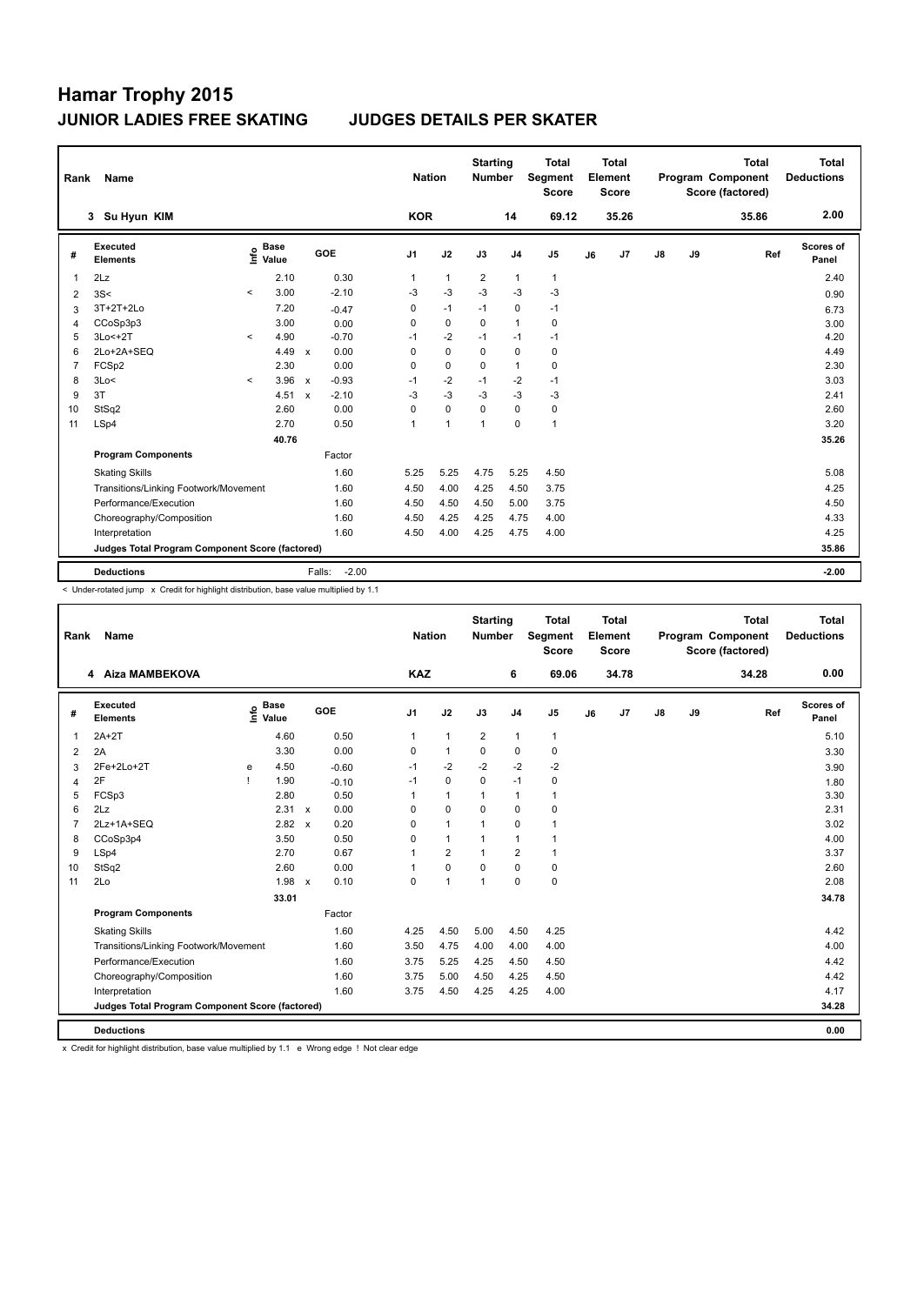# Hamar Trophy 2015

## JUNIOR LADIES FREE SKATING — JUDGES DETAILS PER SKATER

| Rank | Name | Nation | Starting Number | Total Segment Score | Total Element Score | Total Program Component Score (factored) | Total Deductions |
|---|---|---|---|---|---|---|---|
| 3 | Su Hyun KIM | KOR | 14 | 69.12 | 35.26 | 35.86 | 2.00 |

| # | Executed Elements | Info | Base Value | | GOE | J1 | J2 | J3 | J4 | J5 | J6 | J7 | J8 | J9 | Ref | Scores of Panel |
|---|---|---|---|---|---|---|---|---|---|---|---|---|---|---|---|---|
| 1 | 2Lz | | 2.10 | | 0.30 | 1 | 1 | 2 | 1 | 1 | | | | | | 2.40 |
| 2 | 3S< | < | 3.00 | | -2.10 | -3 | -3 | -3 | -3 | -3 | | | | | | 0.90 |
| 3 | 3T+2T+2Lo | | 7.20 | | -0.47 | 0 | -1 | -1 | 0 | -1 | | | | | | 6.73 |
| 4 | CCoSp3p3 | | 3.00 | | 0.00 | 0 | 0 | 0 | 1 | 0 | | | | | | 3.00 |
| 5 | 3Lo<+2T | < | 4.90 | | -0.70 | -1 | -2 | -1 | -1 | -1 | | | | | | 4.20 |
| 6 | 2Lo+2A+SEQ | | 4.49 | x | 0.00 | 0 | 0 | 0 | 0 | 0 | | | | | | 4.49 |
| 7 | FCSp2 | | 2.30 | | 0.00 | 0 | 0 | 0 | 1 | 0 | | | | | | 2.30 |
| 8 | 3Lo< | < | 3.96 | x | -0.93 | -1 | -2 | -1 | -2 | -1 | | | | | | 3.03 |
| 9 | 3T | | 4.51 | x | -2.10 | -3 | -3 | -3 | -3 | -3 | | | | | | 2.41 |
| 10 | StSq2 | | 2.60 | | 0.00 | 0 | 0 | 0 | 0 | 0 | | | | | | 2.60 |
| 11 | LSp4 | | 2.70 | | 0.50 | 1 | 1 | 1 | 0 | 1 | | | | | | 3.20 |
| | | | 40.76 | | | | | | | | | | | | | 35.26 |
| | **Program Components** | | | | Factor | | | | | | | | | | | |
| | Skating Skills | | | | 1.60 | 5.25 | 5.25 | 4.75 | 5.25 | 4.50 | | | | | | 5.08 |
| | Transitions/Linking Footwork/Movement | | | | 1.60 | 4.50 | 4.00 | 4.25 | 4.50 | 3.75 | | | | | | 4.25 |
| | Performance/Execution | | | | 1.60 | 4.50 | 4.50 | 4.50 | 5.00 | 3.75 | | | | | | 4.50 |
| | Choreography/Composition | | | | 1.60 | 4.50 | 4.25 | 4.25 | 4.75 | 4.00 | | | | | | 4.33 |
| | Interpretation | | | | 1.60 | 4.50 | 4.00 | 4.25 | 4.75 | 4.00 | | | | | | 4.25 |
| | **Judges Total Program Component Score (factored)** | | | | | | | | | | | | | | | 35.86 |
| | **Deductions** | | | | Falls: -2.00 | | | | | | | | | | | -2.00 |

< Under-rotated jump x Credit for highlight distribution, base value multiplied by 1.1

| Rank | Name | Nation | Starting Number | Total Segment Score | Total Element Score | Total Program Component Score (factored) | Total Deductions |
|---|---|---|---|---|---|---|---|
| 4 | Aiza MAMBEKOVA | KAZ | 6 | 69.06 | 34.78 | 34.28 | 0.00 |

| # | Executed Elements | Info | Base Value | | GOE | J1 | J2 | J3 | J4 | J5 | J6 | J7 | J8 | J9 | Ref | Scores of Panel |
|---|---|---|---|---|---|---|---|---|---|---|---|---|---|---|---|---|
| 1 | 2A+2T | | 4.60 | | 0.50 | 1 | 1 | 2 | 1 | 1 | | | | | | 5.10 |
| 2 | 2A | | 3.30 | | 0.00 | 0 | 1 | 0 | 0 | 0 | | | | | | 3.30 |
| 3 | 2Fe+2Lo+2T | e | 4.50 | | -0.60 | -1 | -2 | -2 | -2 | -2 | | | | | | 3.90 |
| 4 | 2F | ! | 1.90 | | -0.10 | -1 | 0 | 0 | -1 | 0 | | | | | | 1.80 |
| 5 | FCSp3 | | 2.80 | | 0.50 | 1 | 1 | 1 | 1 | 1 | | | | | | 3.30 |
| 6 | 2Lz | | 2.31 | x | 0.00 | 0 | 0 | 0 | 0 | 0 | | | | | | 2.31 |
| 7 | 2Lz+1A+SEQ | | 2.82 | x | 0.20 | 0 | 1 | 1 | 0 | 1 | | | | | | 3.02 |
| 8 | CCoSp3p4 | | 3.50 | | 0.50 | 0 | 1 | 1 | 1 | 1 | | | | | | 4.00 |
| 9 | LSp4 | | 2.70 | | 0.67 | 1 | 2 | 1 | 2 | 1 | | | | | | 3.37 |
| 10 | StSq2 | | 2.60 | | 0.00 | 1 | 0 | 0 | 0 | 0 | | | | | | 2.60 |
| 11 | 2Lo | | 1.98 | x | 0.10 | 0 | 1 | 1 | 0 | 0 | | | | | | 2.08 |
| | | | 33.01 | | | | | | | | | | | | | 34.78 |
| | **Program Components** | | | | Factor | | | | | | | | | | | |
| | Skating Skills | | | | 1.60 | 4.25 | 4.50 | 5.00 | 4.50 | 4.25 | | | | | | 4.42 |
| | Transitions/Linking Footwork/Movement | | | | 1.60 | 3.50 | 4.75 | 4.00 | 4.00 | 4.00 | | | | | | 4.00 |
| | Performance/Execution | | | | 1.60 | 3.75 | 5.25 | 4.25 | 4.50 | 4.50 | | | | | | 4.42 |
| | Choreography/Composition | | | | 1.60 | 3.75 | 5.00 | 4.50 | 4.25 | 4.50 | | | | | | 4.42 |
| | Interpretation | | | | 1.60 | 3.75 | 4.50 | 4.25 | 4.25 | 4.00 | | | | | | 4.17 |
| | **Judges Total Program Component Score (factored)** | | | | | | | | | | | | | | | 34.28 |
| | **Deductions** | | | | | | | | | | | | | | | 0.00 |

x Credit for highlight distribution, base value multiplied by 1.1 e Wrong edge ! Not clear edge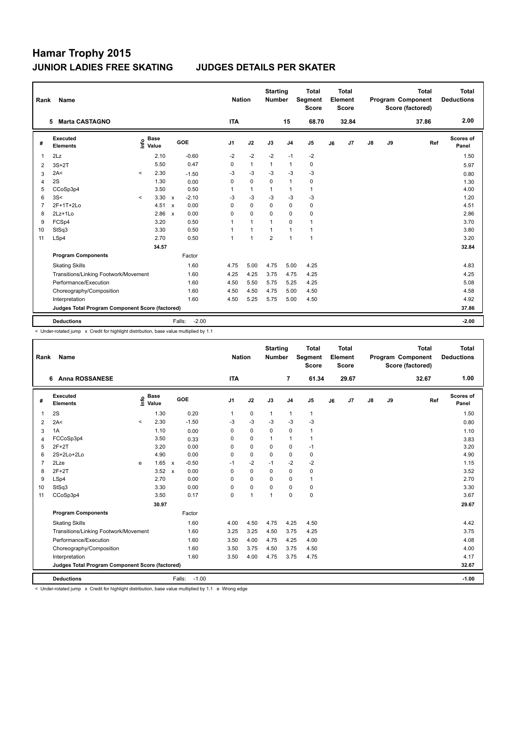# Hamar Trophy 2015

## JUNIOR LADIES FREE SKATING JUDGES DETAILS PER SKATER

| Rank | Name | Nation | Starting Number | Total Segment Score | Total Element Score | Total Program Component Score (factored) | Total Deductions |
|---|---|---|---|---|---|---|---|
| 5 | Marta CASTAGNO | ITA | 15 | 68.70 | 32.84 | 37.86 | 2.00 |

| # | Executed Elements | Info | Base Value | | GOE | J1 | J2 | J3 | J4 | J5 | J6 | J7 | J8 | J9 | Ref | Scores of Panel |
|---|---|---|---|---|---|---|---|---|---|---|---|---|---|---|---|---|
| 1 | 2Lz | | 2.10 | | -0.60 | -2 | -2 | -2 | -1 | -2 | | | | | | 1.50 |
| 2 | 3S+2T | | 5.50 | | 0.47 | 0 | 1 | 1 | 1 | 0 | | | | | | 5.97 |
| 3 | 2A< | < | 2.30 | | -1.50 | -3 | -3 | -3 | -3 | -3 | | | | | | 0.80 |
| 4 | 2S | | 1.30 | | 0.00 | 0 | 0 | 0 | 1 | 0 | | | | | | 1.30 |
| 5 | CCoSp3p4 | | 3.50 | | 0.50 | 1 | 1 | 1 | 1 | 1 | | | | | | 4.00 |
| 6 | 3S< | < | 3.30 | x | -2.10 | -3 | -3 | -3 | -3 | -3 | | | | | | 1.20 |
| 7 | 2F+1T+2Lo | | 4.51 | x | 0.00 | 0 | 0 | 0 | 0 | 0 | | | | | | 4.51 |
| 8 | 2Lz+1Lo | | 2.86 | x | 0.00 | 0 | 0 | 0 | 0 | 0 | | | | | | 2.86 |
| 9 | FCSp4 | | 3.20 | | 0.50 | 1 | 1 | 1 | 0 | 1 | | | | | | 3.70 |
| 10 | StSq3 | | 3.30 | | 0.50 | 1 | 1 | 1 | 1 | 1 | | | | | | 3.80 |
| 11 | LSp4 | | 2.70 | | 0.50 | 1 | 1 | 2 | 1 | 1 | | | | | | 3.20 |
| | | | 34.57 | | | | | | | | | | | | | 32.84 |
| | **Program Components** | | | | Factor | | | | | | | | | | | |
| | Skating Skills | | | | 1.60 | 4.75 | 5.00 | 4.75 | 5.00 | 4.25 | | | | | | 4.83 |
| | Transitions/Linking Footwork/Movement | | | | 1.60 | 4.25 | 4.25 | 3.75 | 4.75 | 4.25 | | | | | | 4.25 |
| | Performance/Execution | | | | 1.60 | 4.50 | 5.50 | 5.75 | 5.25 | 4.25 | | | | | | 5.08 |
| | Choreography/Composition | | | | 1.60 | 4.50 | 4.50 | 4.75 | 5.00 | 4.50 | | | | | | 4.58 |
| | Interpretation | | | | 1.60 | 4.50 | 5.25 | 5.75 | 5.00 | 4.50 | | | | | | 4.92 |
| | **Judges Total Program Component Score (factored)** | | | | | | | | | | | | | | | 37.86 |
| | **Deductions** | | | | Falls: -2.00 | | | | | | | | | | | -2.00 |

< Under-rotated jump x Credit for highlight distribution, base value multiplied by 1.1

| Rank | Name | Nation | Starting Number | Total Segment Score | Total Element Score | Total Program Component Score (factored) | Total Deductions |
|---|---|---|---|---|---|---|---|
| 6 | Anna ROSSANESE | ITA | 7 | 61.34 | 29.67 | 32.67 | 1.00 |

| # | Executed Elements | Info | Base Value | | GOE | J1 | J2 | J3 | J4 | J5 | J6 | J7 | J8 | J9 | Ref | Scores of Panel |
|---|---|---|---|---|---|---|---|---|---|---|---|---|---|---|---|---|
| 1 | 2S | | 1.30 | | 0.20 | 1 | 0 | 1 | 1 | 1 | | | | | | 1.50 |
| 2 | 2A< | < | 2.30 | | -1.50 | -3 | -3 | -3 | -3 | -3 | | | | | | 0.80 |
| 3 | 1A | | 1.10 | | 0.00 | 0 | 0 | 0 | 0 | 1 | | | | | | 1.10 |
| 4 | FCCoSp3p4 | | 3.50 | | 0.33 | 0 | 0 | 1 | 1 | 1 | | | | | | 3.83 |
| 5 | 2F+2T | | 3.20 | | 0.00 | 0 | 0 | 0 | 0 | -1 | | | | | | 3.20 |
| 6 | 2S+2Lo+2Lo | | 4.90 | | 0.00 | 0 | 0 | 0 | 0 | 0 | | | | | | 4.90 |
| 7 | 2Lze | e | 1.65 | x | -0.50 | -1 | -2 | -1 | -2 | -2 | | | | | | 1.15 |
| 8 | 2F+2T | | 3.52 | x | 0.00 | 0 | 0 | 0 | 0 | 0 | | | | | | 3.52 |
| 9 | LSp4 | | 2.70 | | 0.00 | 0 | 0 | 0 | 0 | 1 | | | | | | 2.70 |
| 10 | StSq3 | | 3.30 | | 0.00 | 0 | 0 | 0 | 0 | 0 | | | | | | 3.30 |
| 11 | CCoSp3p4 | | 3.50 | | 0.17 | 0 | 1 | 1 | 0 | 0 | | | | | | 3.67 |
| | | | 30.97 | | | | | | | | | | | | | 29.67 |
| | **Program Components** | | | | Factor | | | | | | | | | | | |
| | Skating Skills | | | | 1.60 | 4.00 | 4.50 | 4.75 | 4.25 | 4.50 | | | | | | 4.42 |
| | Transitions/Linking Footwork/Movement | | | | 1.60 | 3.25 | 3.25 | 4.50 | 3.75 | 4.25 | | | | | | 3.75 |
| | Performance/Execution | | | | 1.60 | 3.50 | 4.00 | 4.75 | 4.25 | 4.00 | | | | | | 4.08 |
| | Choreography/Composition | | | | 1.60 | 3.50 | 3.75 | 4.50 | 3.75 | 4.50 | | | | | | 4.00 |
| | Interpretation | | | | 1.60 | 3.50 | 4.00 | 4.75 | 3.75 | 4.75 | | | | | | 4.17 |
| | **Judges Total Program Component Score (factored)** | | | | | | | | | | | | | | | 32.67 |
| | **Deductions** | | | | Falls: -1.00 | | | | | | | | | | | -1.00 |

< Under-rotated jump x Credit for highlight distribution, base value multiplied by 1.1 e Wrong edge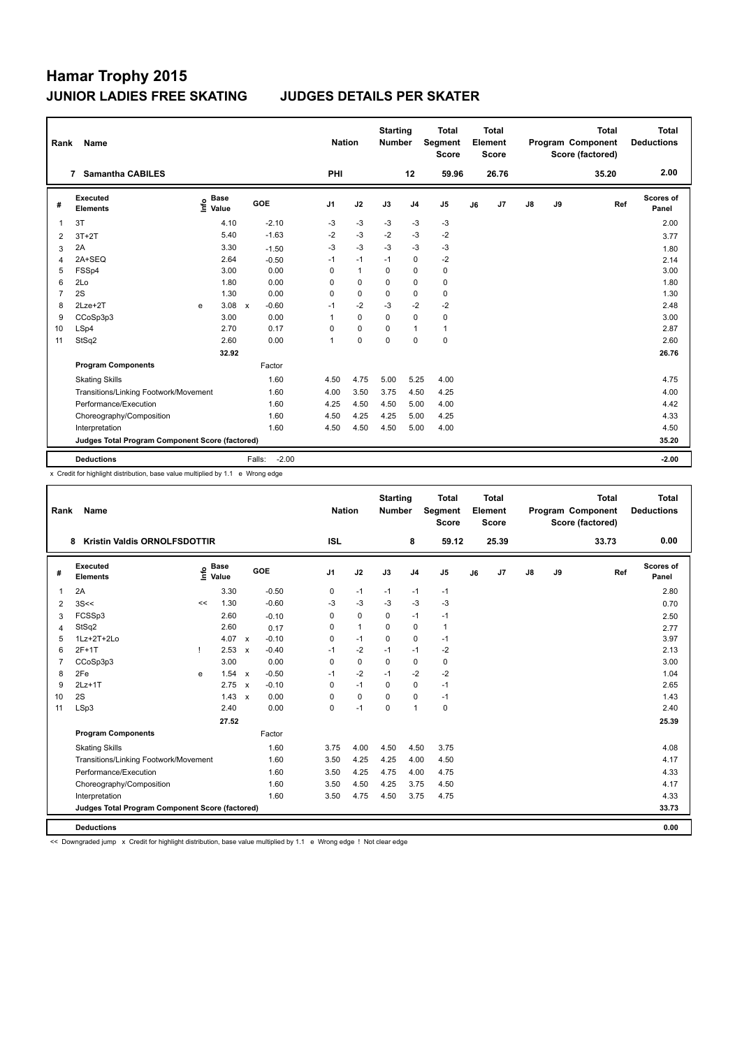# Hamar Trophy 2015

## JUNIOR LADIES FREE SKATING JUDGES DETAILS PER SKATER

| Rank | Name | Nation | Starting Number | Total Segment Score | Total Element Score | Total Program Component Score (factored) | Total Deductions |
|---|---|---|---|---|---|---|---|
| 7 | Samantha CABILES | PHI | 12 | 59.96 | 26.76 | 35.20 | 2.00 |

| # | Executed Elements | Info | Base Value | | GOE | J1 | J2 | J3 | J4 | J5 | J6 | J7 | J8 | J9 | Ref | Scores of Panel |
|---|---|---|---|---|---|---|---|---|---|---|---|---|---|---|---|---|
| 1 | 3T | | 4.10 | | -2.10 | -3 | -3 | -3 | -3 | -3 | | | | | | 2.00 |
| 2 | 3T+2T | | 5.40 | | -1.63 | -2 | -3 | -2 | -3 | -2 | | | | | | 3.77 |
| 3 | 2A | | 3.30 | | -1.50 | -3 | -3 | -3 | -3 | -3 | | | | | | 1.80 |
| 4 | 2A+SEQ | | 2.64 | | -0.50 | -1 | -1 | -1 | 0 | -2 | | | | | | 2.14 |
| 5 | FSSp4 | | 3.00 | | 0.00 | 0 | 1 | 0 | 0 | 0 | | | | | | 3.00 |
| 6 | 2Lo | | 1.80 | | 0.00 | 0 | 0 | 0 | 0 | 0 | | | | | | 1.80 |
| 7 | 2S | | 1.30 | | 0.00 | 0 | 0 | 0 | 0 | 0 | | | | | | 1.30 |
| 8 | 2Lze+2T | e | 3.08 | x | -0.60 | -1 | -2 | -3 | -2 | -2 | | | | | | 2.48 |
| 9 | CCoSp3p3 | | 3.00 | | 0.00 | 1 | 0 | 0 | 0 | 0 | | | | | | 3.00 |
| 10 | LSp4 | | 2.70 | | 0.17 | 0 | 0 | 0 | 1 | 1 | | | | | | 2.87 |
| 11 | StSq2 | | 2.60 | | 0.00 | 1 | 0 | 0 | 0 | 0 | | | | | | 2.60 |
| | | | 32.92 | | | | | | | | | | | | | 26.76 |
| | **Program Components** | | | | Factor | | | | | | | | | | | |
| | Skating Skills | | | | 1.60 | 4.50 | 4.75 | 5.00 | 5.25 | 4.00 | | | | | | 4.75 |
| | Transitions/Linking Footwork/Movement | | | | 1.60 | 4.00 | 3.50 | 3.75 | 4.50 | 4.25 | | | | | | 4.00 |
| | Performance/Execution | | | | 1.60 | 4.25 | 4.50 | 4.50 | 5.00 | 4.00 | | | | | | 4.42 |
| | Choreography/Composition | | | | 1.60 | 4.50 | 4.25 | 4.25 | 5.00 | 4.25 | | | | | | 4.33 |
| | Interpretation | | | | 1.60 | 4.50 | 4.50 | 4.50 | 5.00 | 4.00 | | | | | | 4.50 |
| | **Judges Total Program Component Score (factored)** | | | | | | | | | | | | | | | 35.20 |
| | **Deductions** | | | | Falls: -2.00 | | | | | | | | | | | -2.00 |

x Credit for highlight distribution, base value multiplied by 1.1 e Wrong edge

| Rank | Name | Nation | Starting Number | Total Segment Score | Total Element Score | Total Program Component Score (factored) | Total Deductions |
|---|---|---|---|---|---|---|---|
| 8 | Kristin Valdis ORNOLFSDOTTIR | ISL | 8 | 59.12 | 25.39 | 33.73 | 0.00 |

| # | Executed Elements | Info | Base Value | | GOE | J1 | J2 | J3 | J4 | J5 | J6 | J7 | J8 | J9 | Ref | Scores of Panel |
|---|---|---|---|---|---|---|---|---|---|---|---|---|---|---|---|---|
| 1 | 2A | | 3.30 | | -0.50 | 0 | -1 | -1 | -1 | -1 | | | | | | 2.80 |
| 2 | 3S<< | << | 1.30 | | -0.60 | -3 | -3 | -3 | -3 | -3 | | | | | | 0.70 |
| 3 | FCSSp3 | | 2.60 | | -0.10 | 0 | 0 | 0 | -1 | -1 | | | | | | 2.50 |
| 4 | StSq2 | | 2.60 | | 0.17 | 0 | 1 | 0 | 0 | 1 | | | | | | 2.77 |
| 5 | 1Lz+2T+2Lo | | 4.07 | x | -0.10 | 0 | -1 | 0 | 0 | -1 | | | | | | 3.97 |
| 6 | 2F+1T | ! | 2.53 | x | -0.40 | -1 | -2 | -1 | -1 | -2 | | | | | | 2.13 |
| 7 | CCoSp3p3 | | 3.00 | | 0.00 | 0 | 0 | 0 | 0 | 0 | | | | | | 3.00 |
| 8 | 2Fe | e | 1.54 | x | -0.50 | -1 | -2 | -1 | -2 | -2 | | | | | | 1.04 |
| 9 | 2Lz+1T | | 2.75 | x | -0.10 | 0 | -1 | 0 | 0 | -1 | | | | | | 2.65 |
| 10 | 2S | | 1.43 | x | 0.00 | 0 | 0 | 0 | 0 | -1 | | | | | | 1.43 |
| 11 | LSp3 | | 2.40 | | 0.00 | 0 | -1 | 0 | 1 | 0 | | | | | | 2.40 |
| | | | 27.52 | | | | | | | | | | | | | 25.39 |
| | **Program Components** | | | | Factor | | | | | | | | | | | |
| | Skating Skills | | | | 1.60 | 3.75 | 4.00 | 4.50 | 4.50 | 3.75 | | | | | | 4.08 |
| | Transitions/Linking Footwork/Movement | | | | 1.60 | 3.50 | 4.25 | 4.25 | 4.00 | 4.50 | | | | | | 4.17 |
| | Performance/Execution | | | | 1.60 | 3.50 | 4.25 | 4.75 | 4.00 | 4.75 | | | | | | 4.33 |
| | Choreography/Composition | | | | 1.60 | 3.50 | 4.50 | 4.25 | 3.75 | 4.50 | | | | | | 4.17 |
| | Interpretation | | | | 1.60 | 3.50 | 4.75 | 4.50 | 3.75 | 4.75 | | | | | | 4.33 |
| | **Judges Total Program Component Score (factored)** | | | | | | | | | | | | | | | 33.73 |
| | **Deductions** | | | | | | | | | | | | | | | 0.00 |

<< Downgraded jump x Credit for highlight distribution, base value multiplied by 1.1 e Wrong edge ! Not clear edge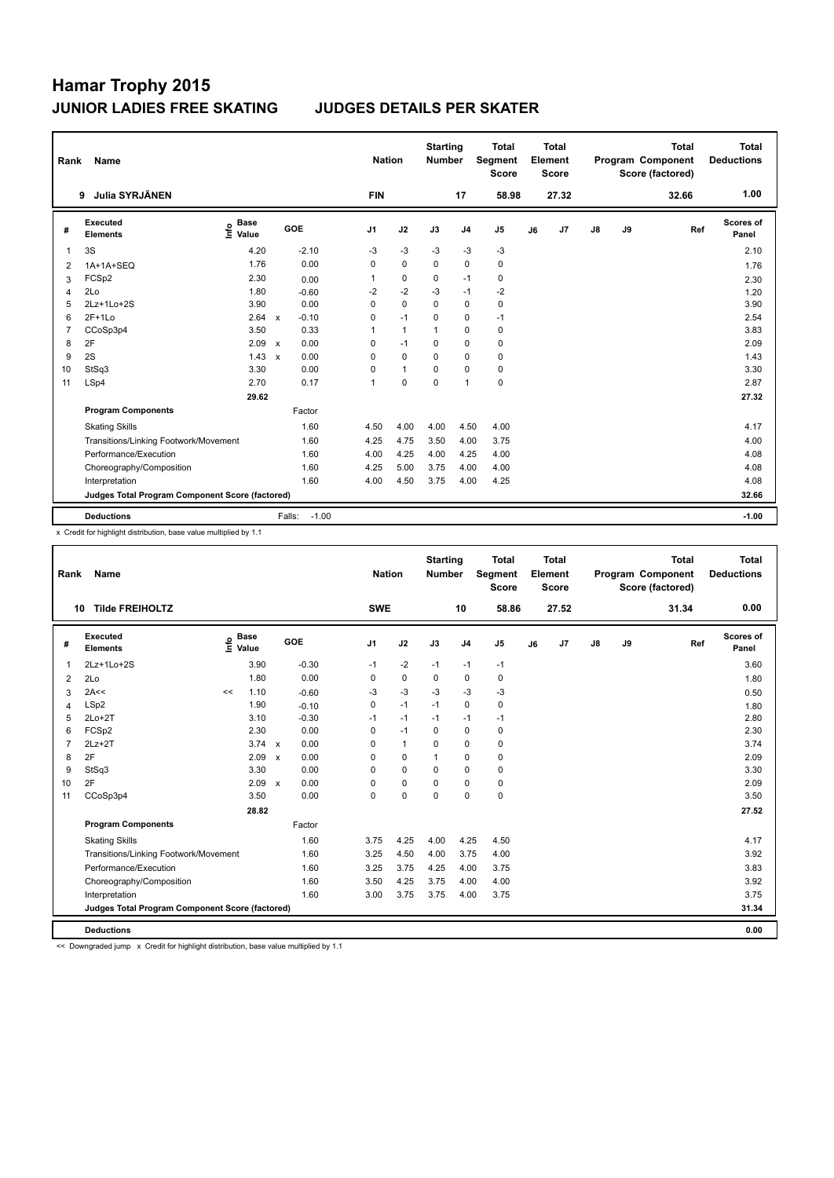# Hamar Trophy 2015

## JUNIOR LADIES FREE SKATING    JUDGES DETAILS PER SKATER

| Rank | Name | Nation | Starting Number | Total Segment Score | Total Element Score | Total Program Component Score (factored) | Total Deductions |
|---|---|---|---|---|---|---|---|
| 9 | Julia SYRJÄNEN | FIN | 17 | 58.98 | 27.32 | 32.66 | 1.00 |

| # | Executed Elements | Info | Base Value | | GOE | J1 | J2 | J3 | J4 | J5 | J6 | J7 | J8 | J9 | Ref | Scores of Panel |
|---|---|---|---|---|---|---|---|---|---|---|---|---|---|---|---|---|
| 1 | 3S | | 4.20 | | -2.10 | -3 | -3 | -3 | -3 | -3 | | | | | | 2.10 |
| 2 | 1A+1A+SEQ | | 1.76 | | 0.00 | 0 | 0 | 0 | 0 | 0 | | | | | | 1.76 |
| 3 | FCSp2 | | 2.30 | | 0.00 | 1 | 0 | 0 | -1 | 0 | | | | | | 2.30 |
| 4 | 2Lo | | 1.80 | | -0.60 | -2 | -2 | -3 | -1 | -2 | | | | | | 1.20 |
| 5 | 2Lz+1Lo+2S | | 3.90 | | 0.00 | 0 | 0 | 0 | 0 | 0 | | | | | | 3.90 |
| 6 | 2F+1Lo | | 2.64 | x | -0.10 | 0 | -1 | 0 | 0 | -1 | | | | | | 2.54 |
| 7 | CCoSp3p4 | | 3.50 | | 0.33 | 1 | 1 | 1 | 0 | 0 | | | | | | 3.83 |
| 8 | 2F | | 2.09 | x | 0.00 | 0 | -1 | 0 | 0 | 0 | | | | | | 2.09 |
| 9 | 2S | | 1.43 | x | 0.00 | 0 | 0 | 0 | 0 | 0 | | | | | | 1.43 |
| 10 | StSq3 | | 3.30 | | 0.00 | 0 | 1 | 0 | 0 | 0 | | | | | | 3.30 |
| 11 | LSp4 | | 2.70 | | 0.17 | 1 | 0 | 0 | 1 | 0 | | | | | | 2.87 |
| | | | 29.62 | | | | | | | | | | | | | 27.32 |
| | **Program Components** | | | | Factor | | | | | | | | | | | |
| | Skating Skills | | | | 1.60 | 4.50 | 4.00 | 4.00 | 4.50 | 4.00 | | | | | | 4.17 |
| | Transitions/Linking Footwork/Movement | | | | 1.60 | 4.25 | 4.75 | 3.50 | 4.00 | 3.75 | | | | | | 4.00 |
| | Performance/Execution | | | | 1.60 | 4.00 | 4.25 | 4.00 | 4.25 | 4.00 | | | | | | 4.08 |
| | Choreography/Composition | | | | 1.60 | 4.25 | 5.00 | 3.75 | 4.00 | 4.00 | | | | | | 4.08 |
| | Interpretation | | | | 1.60 | 4.00 | 4.50 | 3.75 | 4.00 | 4.25 | | | | | | 4.08 |
| | **Judges Total Program Component Score (factored)** | | | | | | | | | | | | | | | 32.66 |
| | **Deductions** | | | | Falls: -1.00 | | | | | | | | | | | -1.00 |

x Credit for highlight distribution, base value multiplied by 1.1

| Rank | Name | Nation | Starting Number | Total Segment Score | Total Element Score | Total Program Component Score (factored) | Total Deductions |
|---|---|---|---|---|---|---|---|
| 10 | Tilde FREIHOLTZ | SWE | 10 | 58.86 | 27.52 | 31.34 | 0.00 |

| # | Executed Elements | Info | Base Value | | GOE | J1 | J2 | J3 | J4 | J5 | J6 | J7 | J8 | J9 | Ref | Scores of Panel |
|---|---|---|---|---|---|---|---|---|---|---|---|---|---|---|---|---|
| 1 | 2Lz+1Lo+2S | | 3.90 | | -0.30 | -1 | -2 | -1 | -1 | -1 | | | | | | 3.60 |
| 2 | 2Lo | | 1.80 | | 0.00 | 0 | 0 | 0 | 0 | 0 | | | | | | 1.80 |
| 3 | 2A<< | << | 1.10 | | -0.60 | -3 | -3 | -3 | -3 | -3 | | | | | | 0.50 |
| 4 | LSp2 | | 1.90 | | -0.10 | 0 | -1 | -1 | 0 | 0 | | | | | | 1.80 |
| 5 | 2Lo+2T | | 3.10 | | -0.30 | -1 | -1 | -1 | -1 | -1 | | | | | | 2.80 |
| 6 | FCSp2 | | 2.30 | | 0.00 | 0 | -1 | 0 | 0 | 0 | | | | | | 2.30 |
| 7 | 2Lz+2T | | 3.74 | x | 0.00 | 0 | 1 | 0 | 0 | 0 | | | | | | 3.74 |
| 8 | 2F | | 2.09 | x | 0.00 | 0 | 0 | 1 | 0 | 0 | | | | | | 2.09 |
| 9 | StSq3 | | 3.30 | | 0.00 | 0 | 0 | 0 | 0 | 0 | | | | | | 3.30 |
| 10 | 2F | | 2.09 | x | 0.00 | 0 | 0 | 0 | 0 | 0 | | | | | | 2.09 |
| 11 | CCoSp3p4 | | 3.50 | | 0.00 | 0 | 0 | 0 | 0 | 0 | | | | | | 3.50 |
| | | | 28.82 | | | | | | | | | | | | | 27.52 |
| | **Program Components** | | | | Factor | | | | | | | | | | | |
| | Skating Skills | | | | 1.60 | 3.75 | 4.25 | 4.00 | 4.25 | 4.50 | | | | | | 4.17 |
| | Transitions/Linking Footwork/Movement | | | | 1.60 | 3.25 | 4.50 | 4.00 | 3.75 | 4.00 | | | | | | 3.92 |
| | Performance/Execution | | | | 1.60 | 3.25 | 3.75 | 4.25 | 4.00 | 3.75 | | | | | | 3.83 |
| | Choreography/Composition | | | | 1.60 | 3.50 | 4.25 | 3.75 | 4.00 | 4.00 | | | | | | 3.92 |
| | Interpretation | | | | 1.60 | 3.00 | 3.75 | 3.75 | 4.00 | 3.75 | | | | | | 3.75 |
| | **Judges Total Program Component Score (factored)** | | | | | | | | | | | | | | | 31.34 |
| | **Deductions** | | | | | | | | | | | | | | | 0.00 |

<< Downgraded jump x Credit for highlight distribution, base value multiplied by 1.1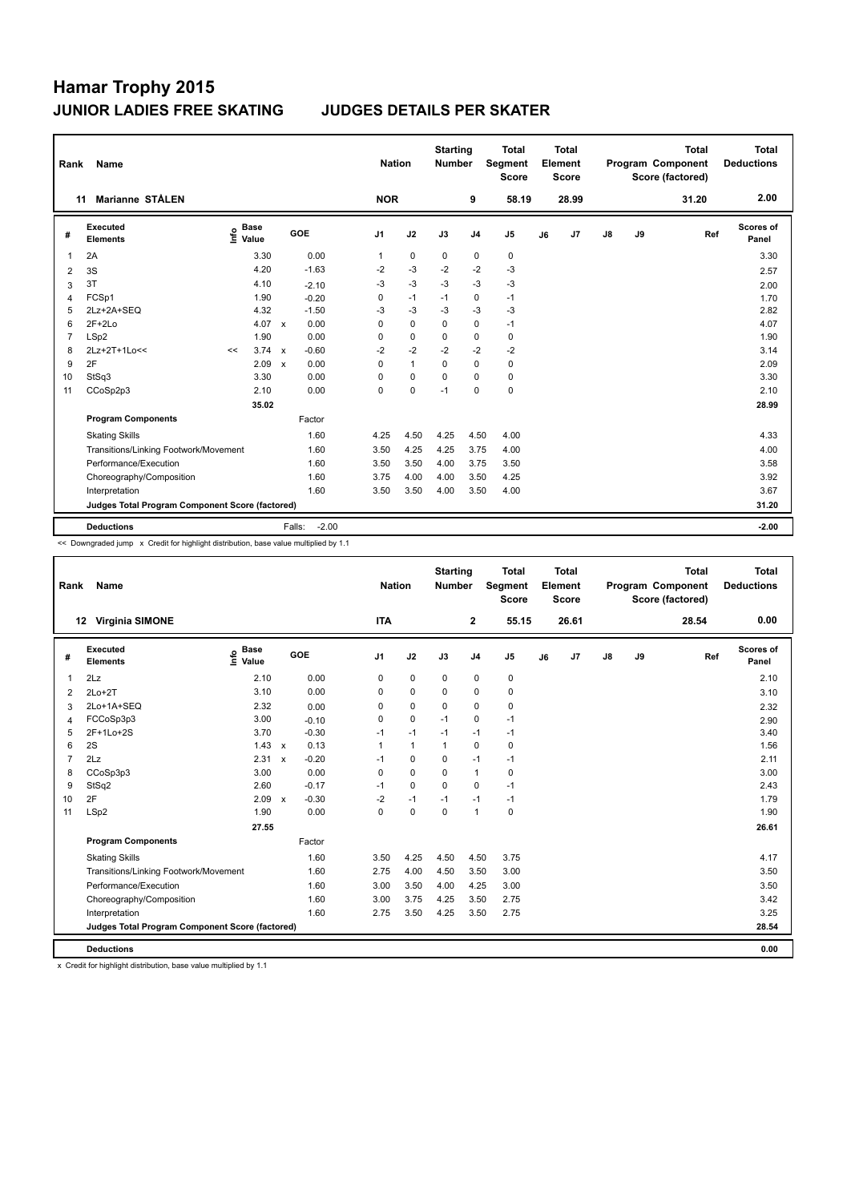# Hamar Trophy 2015

## JUNIOR LADIES FREE SKATING    JUDGES DETAILS PER SKATER

| Rank | Name | Nation | Starting Number | Total Segment Score | Total Element Score | Total Program Component Score (factored) | Total Deductions |
|---|---|---|---|---|---|---|---|
| 11 | Marianne STÅLEN | NOR | 9 | 58.19 | 28.99 | 31.20 | 2.00 |

| # | Executed Elements | Info | Base Value | | GOE | J1 | J2 | J3 | J4 | J5 | J6 | J7 | J8 | J9 | Ref | Scores of Panel |
|---|---|---|---|---|---|---|---|---|---|---|---|---|---|---|---|---|
| 1 | 2A | | 3.30 | | 0.00 | 1 | 0 | 0 | 0 | 0 | | | | | | 3.30 |
| 2 | 3S | | 4.20 | | -1.63 | -2 | -3 | -2 | -2 | -3 | | | | | | 2.57 |
| 3 | 3T | | 4.10 | | -2.10 | -3 | -3 | -3 | -3 | -3 | | | | | | 2.00 |
| 4 | FCSp1 | | 1.90 | | -0.20 | 0 | -1 | -1 | 0 | -1 | | | | | | 1.70 |
| 5 | 2Lz+2A+SEQ | | 4.32 | | -1.50 | -3 | -3 | -3 | -3 | -3 | | | | | | 2.82 |
| 6 | 2F+2Lo | | 4.07 | x | 0.00 | 0 | 0 | 0 | 0 | -1 | | | | | | 4.07 |
| 7 | LSp2 | | 1.90 | | 0.00 | 0 | 0 | 0 | 0 | 0 | | | | | | 1.90 |
| 8 | 2Lz+2T+1Lo<< | << | 3.74 | x | -0.60 | -2 | -2 | -2 | -2 | -2 | | | | | | 3.14 |
| 9 | 2F | | 2.09 | x | 0.00 | 0 | 1 | 0 | 0 | 0 | | | | | | 2.09 |
| 10 | StSq3 | | 3.30 | | 0.00 | 0 | 0 | 0 | 0 | 0 | | | | | | 3.30 |
| 11 | CCoSp2p3 | | 2.10 | | 0.00 | 0 | 0 | -1 | 0 | 0 | | | | | | 2.10 |
| | | | 35.02 | | | | | | | | | | | | | 28.99 |
| | **Program Components** | | | | Factor | | | | | | | | | | | |
| | Skating Skills | | | | 1.60 | 4.25 | 4.50 | 4.25 | 4.50 | 4.00 | | | | | | 4.33 |
| | Transitions/Linking Footwork/Movement | | | | 1.60 | 3.50 | 4.25 | 4.25 | 3.75 | 4.00 | | | | | | 4.00 |
| | Performance/Execution | | | | 1.60 | 3.50 | 3.50 | 4.00 | 3.75 | 3.50 | | | | | | 3.58 |
| | Choreography/Composition | | | | 1.60 | 3.75 | 4.00 | 4.00 | 3.50 | 4.25 | | | | | | 3.92 |
| | Interpretation | | | | 1.60 | 3.50 | 3.50 | 4.00 | 3.50 | 4.00 | | | | | | 3.67 |
| | **Judges Total Program Component Score (factored)** | | | | | | | | | | | | | | | 31.20 |
| | **Deductions** | | | | Falls: -2.00 | | | | | | | | | | | -2.00 |

<< Downgraded jump x Credit for highlight distribution, base value multiplied by 1.1

| Rank | Name | Nation | Starting Number | Total Segment Score | Total Element Score | Total Program Component Score (factored) | Total Deductions |
|---|---|---|---|---|---|---|---|
| 12 | Virginia SIMONE | ITA | 2 | 55.15 | 26.61 | 28.54 | 0.00 |

| # | Executed Elements | Info | Base Value | | GOE | J1 | J2 | J3 | J4 | J5 | J6 | J7 | J8 | J9 | Ref | Scores of Panel |
|---|---|---|---|---|---|---|---|---|---|---|---|---|---|---|---|---|
| 1 | 2Lz | | 2.10 | | 0.00 | 0 | 0 | 0 | 0 | 0 | | | | | | 2.10 |
| 2 | 2Lo+2T | | 3.10 | | 0.00 | 0 | 0 | 0 | 0 | 0 | | | | | | 3.10 |
| 3 | 2Lo+1A+SEQ | | 2.32 | | 0.00 | 0 | 0 | 0 | 0 | 0 | | | | | | 2.32 |
| 4 | FCCoSp3p3 | | 3.00 | | -0.10 | 0 | 0 | -1 | 0 | -1 | | | | | | 2.90 |
| 5 | 2F+1Lo+2S | | 3.70 | | -0.30 | -1 | -1 | -1 | -1 | -1 | | | | | | 3.40 |
| 6 | 2S | | 1.43 | x | 0.13 | 1 | 1 | 1 | 0 | 0 | | | | | | 1.56 |
| 7 | 2Lz | | 2.31 | x | -0.20 | -1 | 0 | 0 | -1 | -1 | | | | | | 2.11 |
| 8 | CCoSp3p3 | | 3.00 | | 0.00 | 0 | 0 | 0 | 1 | 0 | | | | | | 3.00 |
| 9 | StSq2 | | 2.60 | | -0.17 | -1 | 0 | 0 | 0 | -1 | | | | | | 2.43 |
| 10 | 2F | | 2.09 | x | -0.30 | -2 | -1 | -1 | -1 | -1 | | | | | | 1.79 |
| 11 | LSp2 | | 1.90 | | 0.00 | 0 | 0 | 0 | 1 | 0 | | | | | | 1.90 |
| | | | 27.55 | | | | | | | | | | | | | 26.61 |
| | **Program Components** | | | | Factor | | | | | | | | | | | |
| | Skating Skills | | | | 1.60 | 3.50 | 4.25 | 4.50 | 4.50 | 3.75 | | | | | | 4.17 |
| | Transitions/Linking Footwork/Movement | | | | 1.60 | 2.75 | 4.00 | 4.50 | 3.50 | 3.00 | | | | | | 3.50 |
| | Performance/Execution | | | | 1.60 | 3.00 | 3.50 | 4.00 | 4.25 | 3.00 | | | | | | 3.50 |
| | Choreography/Composition | | | | 1.60 | 3.00 | 3.75 | 4.25 | 3.50 | 2.75 | | | | | | 3.42 |
| | Interpretation | | | | 1.60 | 2.75 | 3.50 | 4.25 | 3.50 | 2.75 | | | | | | 3.25 |
| | **Judges Total Program Component Score (factored)** | | | | | | | | | | | | | | | 28.54 |
| | **Deductions** | | | | | | | | | | | | | | | 0.00 |

x Credit for highlight distribution, base value multiplied by 1.1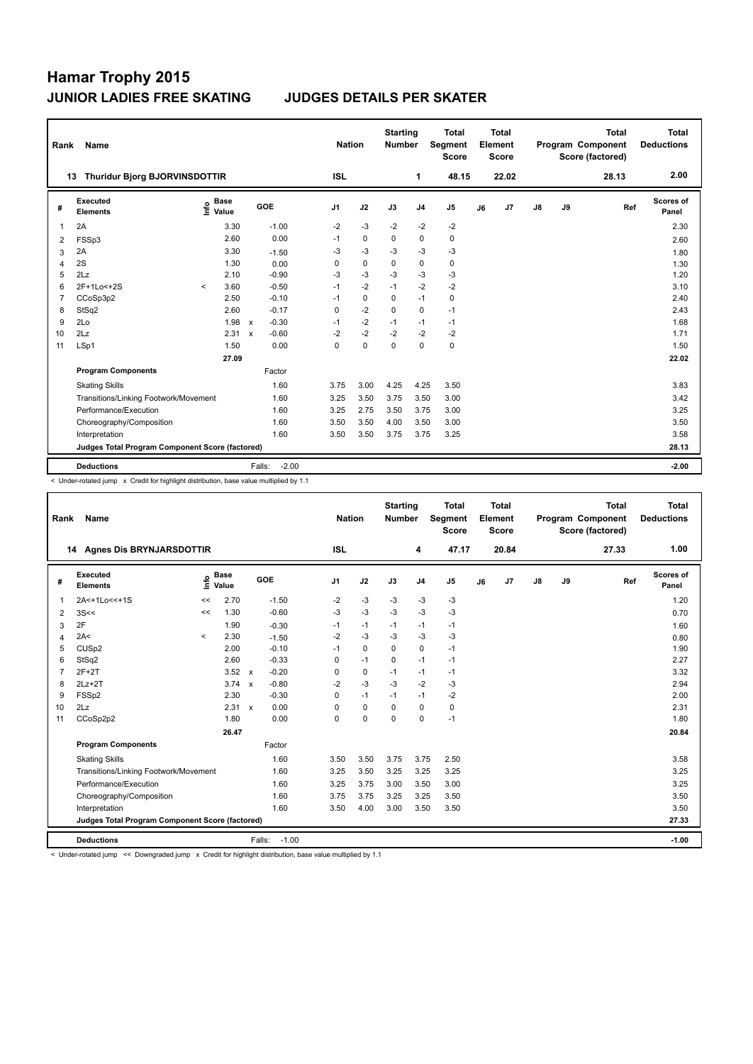# Hamar Trophy 2015

## JUNIOR LADIES FREE SKATING — JUDGES DETAILS PER SKATER

| Rank | Name | Nation | Starting Number | Total Segment Score | Total Element Score | Total Program Component Score (factored) | Total Deductions |
|---|---|---|---|---|---|---|---|
| 13 | Thuridur Bjorg BJORVINSDOTTIR | ISL | 1 | 48.15 | 22.02 | 28.13 | 2.00 |

| # | Executed Elements | Info | Base Value | | GOE | J1 | J2 | J3 | J4 | J5 | J6 | J7 | J8 | J9 | Ref | Scores of Panel |
|---|---|---|---|---|---|---|---|---|---|---|---|---|---|---|---|---|
| 1 | 2A | | 3.30 | | -1.00 | -2 | -3 | -2 | -2 | -2 | | | | | | 2.30 |
| 2 | FSSp3 | | 2.60 | | 0.00 | -1 | 0 | 0 | 0 | 0 | | | | | | 2.60 |
| 3 | 2A | | 3.30 | | -1.50 | -3 | -3 | -3 | -3 | -3 | | | | | | 1.80 |
| 4 | 2S | | 1.30 | | 0.00 | 0 | 0 | 0 | 0 | 0 | | | | | | 1.30 |
| 5 | 2Lz | | 2.10 | | -0.90 | -3 | -3 | -3 | -3 | -3 | | | | | | 1.20 |
| 6 | 2F+1Lo<+2S | < | 3.60 | | -0.50 | -1 | -2 | -1 | -2 | -2 | | | | | | 3.10 |
| 7 | CCoSp3p2 | | 2.50 | | -0.10 | -1 | 0 | 0 | -1 | 0 | | | | | | 2.40 |
| 8 | StSq2 | | 2.60 | | -0.17 | 0 | -2 | 0 | 0 | -1 | | | | | | 2.43 |
| 9 | 2Lo | | 1.98 | x | -0.30 | -1 | -2 | -1 | -1 | -1 | | | | | | 1.68 |
| 10 | 2Lz | | 2.31 | x | -0.60 | -2 | -2 | -2 | -2 | -2 | | | | | | 1.71 |
| 11 | LSp1 | | 1.50 | | 0.00 | 0 | 0 | 0 | 0 | 0 | | | | | | 1.50 |
| | | | 27.09 | | | | | | | | | | | | | 22.02 |
| | **Program Components** | | | | Factor | | | | | | | | | | | |
| | Skating Skills | | | | 1.60 | 3.75 | 3.00 | 4.25 | 4.25 | 3.50 | | | | | | 3.83 |
| | Transitions/Linking Footwork/Movement | | | | 1.60 | 3.25 | 3.50 | 3.75 | 3.50 | 3.00 | | | | | | 3.42 |
| | Performance/Execution | | | | 1.60 | 3.25 | 2.75 | 3.50 | 3.75 | 3.00 | | | | | | 3.25 |
| | Choreography/Composition | | | | 1.60 | 3.50 | 3.50 | 4.00 | 3.50 | 3.00 | | | | | | 3.50 |
| | Interpretation | | | | 1.60 | 3.50 | 3.50 | 3.75 | 3.75 | 3.25 | | | | | | 3.58 |
| | **Judges Total Program Component Score (factored)** | | | | | | | | | | | | | | | 28.13 |
| | **Deductions** | | | | Falls: -2.00 | | | | | | | | | | | -2.00 |

< Under-rotated jump x Credit for highlight distribution, base value multiplied by 1.1

| Rank | Name | Nation | Starting Number | Total Segment Score | Total Element Score | Total Program Component Score (factored) | Total Deductions |
|---|---|---|---|---|---|---|---|
| 14 | Agnes Dis BRYNJARSDOTTIR | ISL | 4 | 47.17 | 20.84 | 27.33 | 1.00 |

| # | Executed Elements | Info | Base Value | | GOE | J1 | J2 | J3 | J4 | J5 | J6 | J7 | J8 | J9 | Ref | Scores of Panel |
|---|---|---|---|---|---|---|---|---|---|---|---|---|---|---|---|---|
| 1 | 2A<+1Lo<<+1S | << | 2.70 | | -1.50 | -2 | -3 | -3 | -3 | -3 | | | | | | 1.20 |
| 2 | 3S<< | << | 1.30 | | -0.60 | -3 | -3 | -3 | -3 | -3 | | | | | | 0.70 |
| 3 | 2F | | 1.90 | | -0.30 | -1 | -1 | -1 | -1 | -1 | | | | | | 1.60 |
| 4 | 2A< | < | 2.30 | | -1.50 | -2 | -3 | -3 | -3 | -3 | | | | | | 0.80 |
| 5 | CUSp2 | | 2.00 | | -0.10 | -1 | 0 | 0 | 0 | -1 | | | | | | 1.90 |
| 6 | StSq2 | | 2.60 | | -0.33 | 0 | -1 | 0 | -1 | -1 | | | | | | 2.27 |
| 7 | 2F+2T | | 3.52 | x | -0.20 | 0 | 0 | -1 | -1 | -1 | | | | | | 3.32 |
| 8 | 2Lz+2T | | 3.74 | x | -0.80 | -2 | -3 | -3 | -2 | -3 | | | | | | 2.94 |
| 9 | FSSp2 | | 2.30 | | -0.30 | 0 | -1 | -1 | -1 | -2 | | | | | | 2.00 |
| 10 | 2Lz | | 2.31 | x | 0.00 | 0 | 0 | 0 | 0 | 0 | | | | | | 2.31 |
| 11 | CCoSp2p2 | | 1.80 | | 0.00 | 0 | 0 | 0 | 0 | -1 | | | | | | 1.80 |
| | | | 26.47 | | | | | | | | | | | | | 20.84 |
| | **Program Components** | | | | Factor | | | | | | | | | | | |
| | Skating Skills | | | | 1.60 | 3.50 | 3.50 | 3.75 | 3.75 | 2.50 | | | | | | 3.58 |
| | Transitions/Linking Footwork/Movement | | | | 1.60 | 3.25 | 3.50 | 3.25 | 3.25 | 3.25 | | | | | | 3.25 |
| | Performance/Execution | | | | 1.60 | 3.25 | 3.75 | 3.00 | 3.50 | 3.00 | | | | | | 3.25 |
| | Choreography/Composition | | | | 1.60 | 3.75 | 3.75 | 3.25 | 3.25 | 3.50 | | | | | | 3.50 |
| | Interpretation | | | | 1.60 | 3.50 | 4.00 | 3.00 | 3.50 | 3.50 | | | | | | 3.50 |
| | **Judges Total Program Component Score (factored)** | | | | | | | | | | | | | | | 27.33 |
| | **Deductions** | | | | Falls: -1.00 | | | | | | | | | | | -1.00 |

< Under-rotated jump << Downgraded jump x Credit for highlight distribution, base value multiplied by 1.1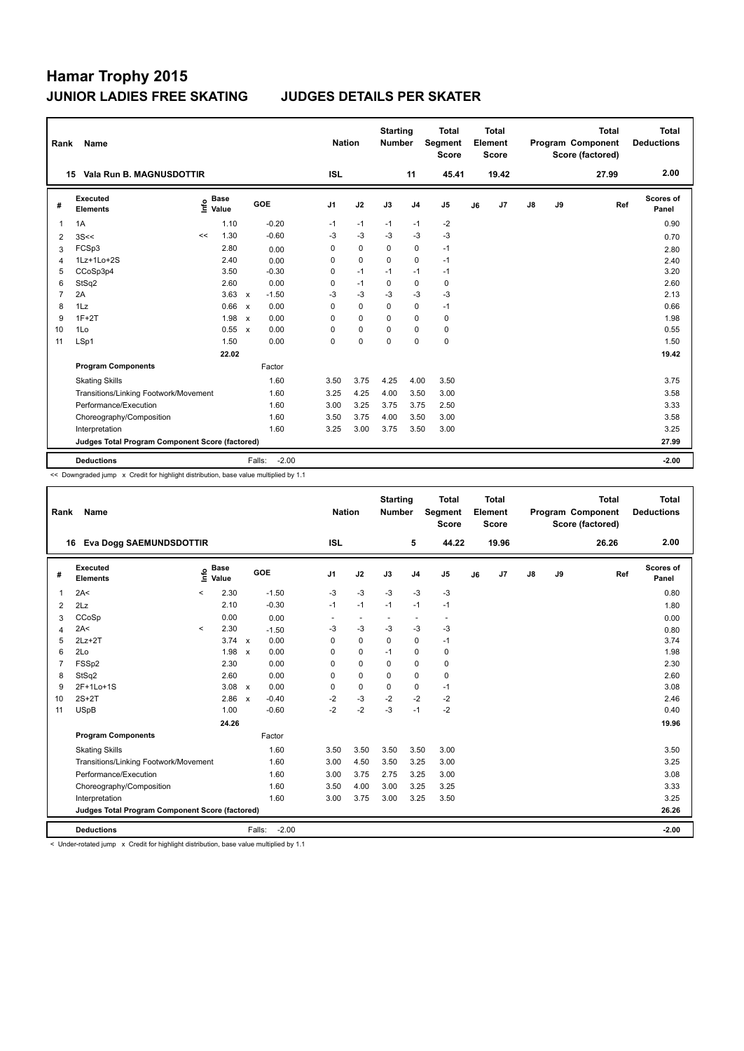# Hamar Trophy 2015

## JUNIOR LADIES FREE SKATING — JUDGES DETAILS PER SKATER

| Rank | Name | Nation | Starting Number | Total Segment Score | Total Element Score | Total Program Component Score (factored) | Total Deductions |
|---|---|---|---|---|---|---|---|
| 15 | Vala Run B. MAGNUSDOTTIR | ISL | 11 | 45.41 | 19.42 | 27.99 | 2.00 |

| # | Executed Elements | Info | Base Value | | GOE | J1 | J2 | J3 | J4 | J5 | J6 | J7 | J8 | J9 | Ref | Scores of Panel |
|---|---|---|---|---|---|---|---|---|---|---|---|---|---|---|---|---|
| 1 | 1A | | 1.10 | | -0.20 | -1 | -1 | -1 | -1 | -2 | | | | | | 0.90 |
| 2 | 3S<< | << | 1.30 | | -0.60 | -3 | -3 | -3 | -3 | -3 | | | | | | 0.70 |
| 3 | FCSp3 | | 2.80 | | 0.00 | 0 | 0 | 0 | 0 | -1 | | | | | | 2.80 |
| 4 | 1Lz+1Lo+2S | | 2.40 | | 0.00 | 0 | 0 | 0 | 0 | -1 | | | | | | 2.40 |
| 5 | CCoSp3p4 | | 3.50 | | -0.30 | 0 | -1 | -1 | -1 | -1 | | | | | | 3.20 |
| 6 | StSq2 | | 2.60 | | 0.00 | 0 | -1 | 0 | 0 | 0 | | | | | | 2.60 |
| 7 | 2A | | 3.63 | x | -1.50 | -3 | -3 | -3 | -3 | -3 | | | | | | 2.13 |
| 8 | 1Lz | | 0.66 | x | 0.00 | 0 | 0 | 0 | 0 | -1 | | | | | | 0.66 |
| 9 | 1F+2T | | 1.98 | x | 0.00 | 0 | 0 | 0 | 0 | 0 | | | | | | 1.98 |
| 10 | 1Lo | | 0.55 | x | 0.00 | 0 | 0 | 0 | 0 | 0 | | | | | | 0.55 |
| 11 | LSp1 | | 1.50 | | 0.00 | 0 | 0 | 0 | 0 | 0 | | | | | | 1.50 |
| | | | 22.02 | | | | | | | | | | | | | 19.42 |
| | **Program Components** | | | | Factor | | | | | | | | | | | |
| | Skating Skills | | | | 1.60 | 3.50 | 3.75 | 4.25 | 4.00 | 3.50 | | | | | | 3.75 |
| | Transitions/Linking Footwork/Movement | | | | 1.60 | 3.25 | 4.25 | 4.00 | 3.50 | 3.00 | | | | | | 3.58 |
| | Performance/Execution | | | | 1.60 | 3.00 | 3.25 | 3.75 | 3.75 | 2.50 | | | | | | 3.33 |
| | Choreography/Composition | | | | 1.60 | 3.50 | 3.75 | 4.00 | 3.50 | 3.00 | | | | | | 3.58 |
| | Interpretation | | | | 1.60 | 3.25 | 3.00 | 3.75 | 3.50 | 3.00 | | | | | | 3.25 |
| | **Judges Total Program Component Score (factored)** | | | | | | | | | | | | | | | 27.99 |
| | **Deductions** | | | | Falls: -2.00 | | | | | | | | | | | -2.00 |

<< Downgraded jump x Credit for highlight distribution, base value multiplied by 1.1

| Rank | Name | Nation | Starting Number | Total Segment Score | Total Element Score | Total Program Component Score (factored) | Total Deductions |
|---|---|---|---|---|---|---|---|
| 16 | Eva Dogg SAEMUNDSDOTTIR | ISL | 5 | 44.22 | 19.96 | 26.26 | 2.00 |

| # | Executed Elements | Info | Base Value | | GOE | J1 | J2 | J3 | J4 | J5 | J6 | J7 | J8 | J9 | Ref | Scores of Panel |
|---|---|---|---|---|---|---|---|---|---|---|---|---|---|---|---|---|
| 1 | 2A< | < | 2.30 | | -1.50 | -3 | -3 | -3 | -3 | -3 | | | | | | 0.80 |
| 2 | 2Lz | | 2.10 | | -0.30 | -1 | -1 | -1 | -1 | -1 | | | | | | 1.80 |
| 3 | CCoSp | | 0.00 | | 0.00 | - | - | - | - | - | | | | | | 0.00 |
| 4 | 2A< | < | 2.30 | | -1.50 | -3 | -3 | -3 | -3 | -3 | | | | | | 0.80 |
| 5 | 2Lz+2T | | 3.74 | x | 0.00 | 0 | 0 | 0 | 0 | -1 | | | | | | 3.74 |
| 6 | 2Lo | | 1.98 | x | 0.00 | 0 | 0 | -1 | 0 | 0 | | | | | | 1.98 |
| 7 | FSSp2 | | 2.30 | | 0.00 | 0 | 0 | 0 | 0 | 0 | | | | | | 2.30 |
| 8 | StSq2 | | 2.60 | | 0.00 | 0 | 0 | 0 | 0 | 0 | | | | | | 2.60 |
| 9 | 2F+1Lo+1S | | 3.08 | x | 0.00 | 0 | 0 | 0 | 0 | -1 | | | | | | 3.08 |
| 10 | 2S+2T | | 2.86 | x | -0.40 | -2 | -3 | -2 | -2 | -2 | | | | | | 2.46 |
| 11 | USpB | | 1.00 | | -0.60 | -2 | -2 | -3 | -1 | -2 | | | | | | 0.40 |
| | | | 24.26 | | | | | | | | | | | | | 19.96 |
| | **Program Components** | | | | Factor | | | | | | | | | | | |
| | Skating Skills | | | | 1.60 | 3.50 | 3.50 | 3.50 | 3.50 | 3.00 | | | | | | 3.50 |
| | Transitions/Linking Footwork/Movement | | | | 1.60 | 3.00 | 4.50 | 3.50 | 3.25 | 3.00 | | | | | | 3.25 |
| | Performance/Execution | | | | 1.60 | 3.00 | 3.75 | 2.75 | 3.25 | 3.00 | | | | | | 3.08 |
| | Choreography/Composition | | | | 1.60 | 3.50 | 4.00 | 3.00 | 3.25 | 3.25 | | | | | | 3.33 |
| | Interpretation | | | | 1.60 | 3.00 | 3.75 | 3.00 | 3.25 | 3.50 | | | | | | 3.25 |
| | **Judges Total Program Component Score (factored)** | | | | | | | | | | | | | | | 26.26 |
| | **Deductions** | | | | Falls: -2.00 | | | | | | | | | | | -2.00 |

< Under-rotated jump x Credit for highlight distribution, base value multiplied by 1.1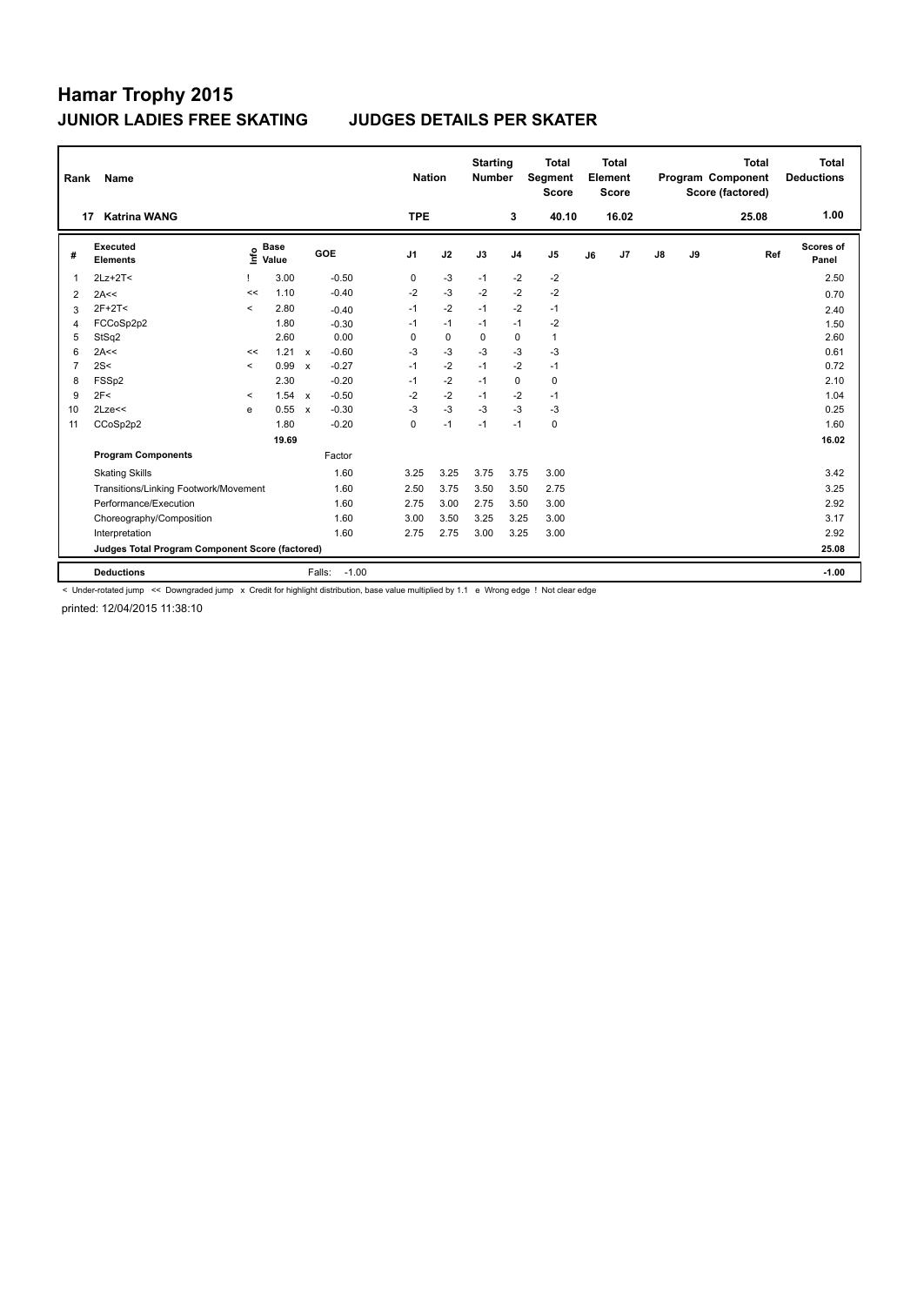# Hamar Trophy 2015

## JUNIOR LADIES FREE SKATING JUDGES DETAILS PER SKATER

| Rank | Name | Nation | Starting Number | Total Segment Score | Total Element Score | Total Program Component Score (factored) | Total Deductions |
|---|---|---|---|---|---|---|---|
| 17 | Katrina WANG | TPE | 3 | 40.10 | 16.02 | 25.08 | 1.00 |

| # | Executed Elements | Info | Base Value | | GOE | J1 | J2 | J3 | J4 | J5 | J6 | J7 | J8 | J9 | Ref | Scores of Panel |
|---|---|---|---|---|---|---|---|---|---|---|---|---|---|---|---|---|
| 1 | 2Lz+2T< | ! | 3.00 | | -0.50 | 0 | -3 | -1 | -2 | -2 | | | | | | 2.50 |
| 2 | 2A<< | << | 1.10 | | -0.40 | -2 | -3 | -2 | -2 | -2 | | | | | | 0.70 |
| 3 | 2F+2T< | < | 2.80 | | -0.40 | -1 | -2 | -1 | -2 | -1 | | | | | | 2.40 |
| 4 | FCCoSp2p2 | | 1.80 | | -0.30 | -1 | -1 | -1 | -1 | -2 | | | | | | 1.50 |
| 5 | StSq2 | | 2.60 | | 0.00 | 0 | 0 | 0 | 0 | 1 | | | | | | 2.60 |
| 6 | 2A<< | << | 1.21 | x | -0.60 | -3 | -3 | -3 | -3 | -3 | | | | | | 0.61 |
| 7 | 2S< | < | 0.99 | x | -0.27 | -1 | -2 | -1 | -2 | -1 | | | | | | 0.72 |
| 8 | FSSp2 | | 2.30 | | -0.20 | -1 | -2 | -1 | 0 | 0 | | | | | | 2.10 |
| 9 | 2F< | < | 1.54 | x | -0.50 | -2 | -2 | -1 | -2 | -1 | | | | | | 1.04 |
| 10 | 2Lze<< | e | 0.55 | x | -0.30 | -3 | -3 | -3 | -3 | -3 | | | | | | 0.25 |
| 11 | CCoSp2p2 | | 1.80 | | -0.20 | 0 | -1 | -1 | -1 | 0 | | | | | | 1.60 |
| | | | 19.69 | | | | | | | | | | | | | 16.02 |
| | **Program Components** | | | | Factor | | | | | | | | | | | |
| | Skating Skills | | | | 1.60 | 3.25 | 3.25 | 3.75 | 3.75 | 3.00 | | | | | | 3.42 |
| | Transitions/Linking Footwork/Movement | | | | 1.60 | 2.50 | 3.75 | 3.50 | 3.50 | 2.75 | | | | | | 3.25 |
| | Performance/Execution | | | | 1.60 | 2.75 | 3.00 | 2.75 | 3.50 | 3.00 | | | | | | 2.92 |
| | Choreography/Composition | | | | 1.60 | 3.00 | 3.50 | 3.25 | 3.25 | 3.00 | | | | | | 3.17 |
| | Interpretation | | | | 1.60 | 2.75 | 2.75 | 3.00 | 3.25 | 3.00 | | | | | | 2.92 |
| | **Judges Total Program Component Score (factored)** | | | | | | | | | | | | | | | 25.08 |
| | **Deductions** | | | | Falls: -1.00 | | | | | | | | | | | -1.00 |

< Under-rotated jump << Downgraded jump x Credit for highlight distribution, base value multiplied by 1.1 e Wrong edge ! Not clear edge

printed: 12/04/2015 11:38:10